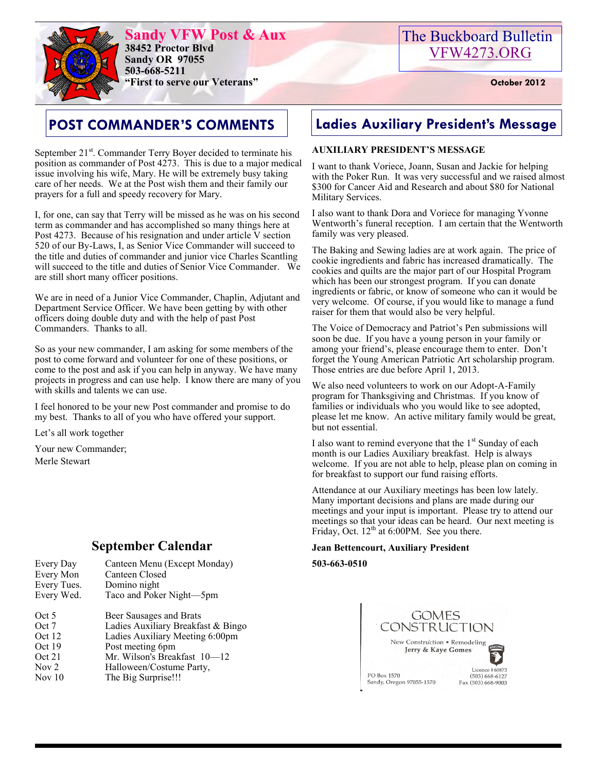# Sandy VFW Post & Aux

**38452 Proctor Blvd**
**Sandy OR 97055**
**503-668-5211**
**"First to serve our Veterans"**

The Buckboard Bulletin
VFW4273.ORG

**October 2012**

## POST COMMANDER'S COMMENTS

September 21st. Commander Terry Boyer decided to terminate his position as commander of Post 4273. This is due to a major medical issue involving his wife, Mary. He will be extremely busy taking care of her needs. We at the Post wish them and their family our prayers for a full and speedy recovery for Mary.

I, for one, can say that Terry will be missed as he was on his second term as commander and has accomplished so many things here at Post 4273. Because of his resignation and under article V section 520 of our By-Laws, I, as Senior Vice Commander will succeed to the title and duties of commander and junior vice Charles Scantling will succeed to the title and duties of Senior Vice Commander. We are still short many officer positions.

We are in need of a Junior Vice Commander, Chaplin, Adjutant and Department Service Officer. We have been getting by with other officers doing double duty and with the help of past Post Commanders. Thanks to all.

So as your new commander, I am asking for some members of the post to come forward and volunteer for one of these positions, or come to the post and ask if you can help in anyway. We have many projects in progress and can use help. I know there are many of you with skills and talents we can use.

I feel honored to be your new Post commander and promise to do my best. Thanks to all of you who have offered your support.

Let's all work together

Your new Commander;
Merle Stewart

## September Calendar

| | |
|---|---|
| Every Day | Canteen Menu (Except Monday) |
| Every Mon | Canteen Closed |
| Every Tues. | Domino night |
| Every Wed. | Taco and Poker Night—5pm |
| Oct 5 | Beer Sausages and Brats |
| Oct 7 | Ladies Auxiliary Breakfast & Bingo |
| Oct 12 | Ladies Auxiliary Meeting 6:00pm |
| Oct 19 | Post meeting 6pm |
| Oct 21 | Mr. Wilson's Breakfast 10—12 |
| Nov 2 | Halloween/Costume Party, |
| Nov 10 | The Big Surprise!!! |

## Ladies Auxiliary President's Message

**AUXILIARY PRESIDENT'S MESSAGE**

I want to thank Voriece, Joann, Susan and Jackie for helping with the Poker Run. It was very successful and we raised almost $300 for Cancer Aid and Research and about $80 for National Military Services.

I also want to thank Dora and Voriece for managing Yvonne Wentworth's funeral reception. I am certain that the Wentworth family was very pleased.

The Baking and Sewing ladies are at work again. The price of cookie ingredients and fabric has increased dramatically. The cookies and quilts are the major part of our Hospital Program which has been our strongest program. If you can donate ingredients or fabric, or know of someone who can it would be very welcome. Of course, if you would like to manage a fund raiser for them that would also be very helpful.

The Voice of Democracy and Patriot's Pen submissions will soon be due. If you have a young person in your family or among your friend's, please encourage them to enter. Don't forget the Young American Patriotic Art scholarship program. Those entries are due before April 1, 2013.

We also need volunteers to work on our Adopt-A-Family program for Thanksgiving and Christmas. If you know of families or individuals who you would like to see adopted, please let me know. An active military family would be great, but not essential.

I also want to remind everyone that the 1st Sunday of each month is our Ladies Auxiliary breakfast. Help is always welcome. If you are not able to help, please plan on coming in for breakfast to support our fund raising efforts.

Attendance at our Auxiliary meetings has been low lately. Many important decisions and plans are made during our meetings and your input is important. Please try to attend our meetings so that your ideas can be heard. Our next meeting is Friday, Oct. 12th at 6:00PM. See you there.

**Jean Bettencourt, Auxiliary President**

**503-663-0510**

GOMES CONSTRUCTION
New Construction • Remodeling
Jerry & Kaye Gomes

PO Box 1570
Sandy, Oregon 97055-1570

Licence # 60873
(503) 668-6127
Fax (503) 668-9003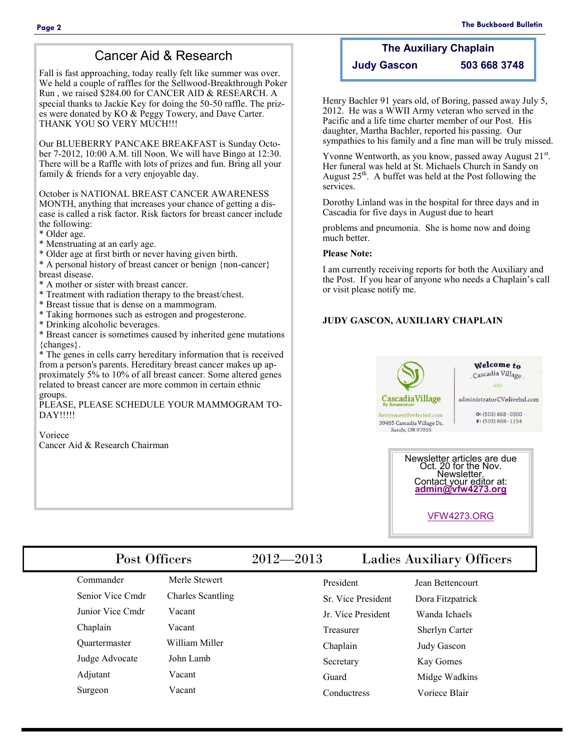## Cancer Aid & Research

Fall is fast approaching, today really felt like summer was over. We held a couple of raffles for the Sellwood-Breakthrough Poker Run , we raised $284.00 for CANCER AID & RESEARCH. A special thanks to Jackie Key for doing the 50-50 raffle. The prizes were donated by KO & Peggy Towery, and Dave Carter. THANK YOU SO VERY MUCH!!!

Our BLUEBERRY PANCAKE BREAKFAST is Sunday October 7-2012, 10:00 A.M. till Noon. We will have Bingo at 12:30. There will be a Raffle with lots of prizes and fun. Bring all your family & friends for a very enjoyable day.

October is NATIONAL BREAST CANCER AWARENESS MONTH, anything that increases your chance of getting a disease is called a risk factor. Risk factors for breast cancer include the following:

* Older age.
* Menstruating at an early age.
* Older age at first birth or never having given birth.
* A personal history of breast cancer or benign {non-cancer} breast disease.
* A mother or sister with breast cancer.
* Treatment with radiation therapy to the breast/chest.
* Breast tissue that is dense on a mammogram.
* Taking hormones such as estrogen and progesterone.
* Drinking alcoholic beverages.
* Breast cancer is sometimes caused by inherited gene mutations {changes}.
* The genes in cells carry hereditary information that is received from a person's parents. Hereditary breast cancer makes up approximately 5% to 10% of all breast cancer. Some altered genes related to breast cancer are more common in certain ethnic groups.

PLEASE, PLEASE SCHEDULE YOUR MAMMOGRAM TODAY!!!!!

Voriece
Cancer Aid & Research Chairman

**The Auxiliary Chaplain**
**Judy Gascon 503 668 3748**

Henry Bachler 91 years old, of Boring, passed away July 5, 2012. He was a WWII Army veteran who served in the Pacific and a life time charter member of our Post. His daughter, Martha Bachler, reported his passing. Our sympathies to his family and a fine man will be truly missed.

Yvonne Wentworth, as you know, passed away August 21st. Her funeral was held at St. Michaels Church in Sandy on August 25th. A buffet was held at the Post following the services.

Dorothy Linland was in the hospital for three days and in Cascadia for five days in August due to heart problems and pneumonia. She is home now and doing much better.

**Please Note:**

I am currently receiving reports for both the Auxiliary and the Post. If you hear of anyone who needs a Chaplain's call or visit please notify me.

**JUDY GASCON, AUXILIARY CHAPLAIN**

CascadiaVillage By Bonaventure
RetirementPerfected.com
39495 Cascadia Village Dr.
Sandy, OR 97055

Welcome to Cascadia Village
administratorCV@livebsl.com
O: (503) 668-0300
F: (503) 668-1154

Newsletter articles are due Oct. 20 for the Nov. Newsletter.
Contact your editor at:
**admin@vfw4273.org**

VFW4273.ORG

## Post Officers 2012—2013 Ladies Auxiliary Officers

| Post Officers | | Ladies Auxiliary Officers | |
|---|---|---|---|
| Commander | Merle Stewert | President | Jean Bettencourt |
| Senior Vice Cmdr | Charles Scantling | Sr. Vice President | Dora Fitzpatrick |
| Junior Vice Cmdr | Vacant | Jr. Vice President | Wanda Ichaels |
| Chaplain | Vacant | Treasurer | Sherlyn Carter |
| Quartermaster | William Miller | Chaplain | Judy Gascon |
| Judge Advocate | John Lamb | Secretary | Kay Gomes |
| Adjutant | Vacant | Guard | Midge Wadkins |
| Surgeon | Vacant | Conductress | Voriece Blair |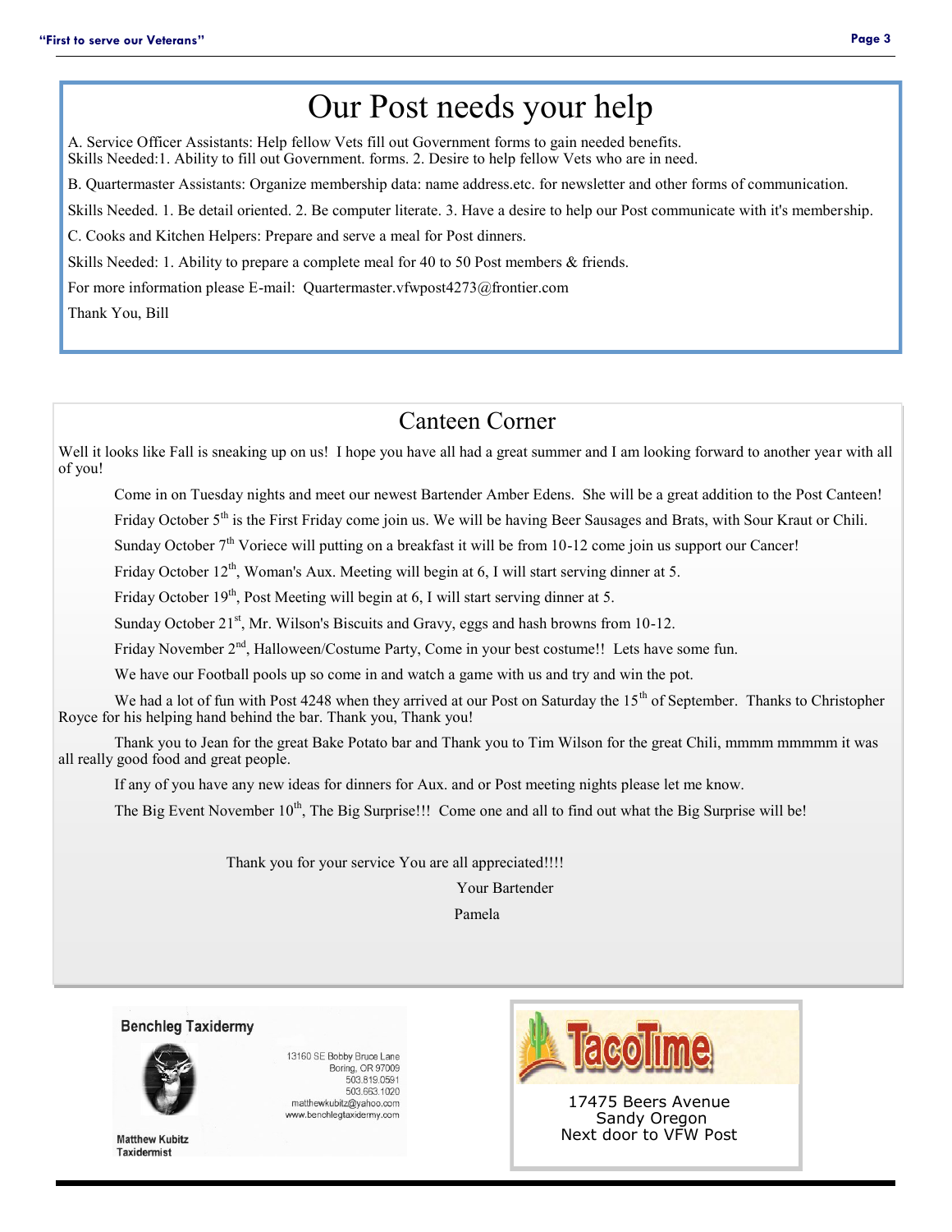# Our Post needs your help

A. Service Officer Assistants: Help fellow Vets fill out Government forms to gain needed benefits.
Skills Needed:1. Ability to fill out Government. forms. 2. Desire to help fellow Vets who are in need.

B. Quartermaster Assistants: Organize membership data: name address.etc. for newsletter and other forms of communication.

Skills Needed. 1. Be detail oriented. 2. Be computer literate. 3. Have a desire to help our Post communicate with it's membership.

C. Cooks and Kitchen Helpers: Prepare and serve a meal for Post dinners.

Skills Needed: 1. Ability to prepare a complete meal for 40 to 50 Post members & friends.

For more information please E-mail: Quartermaster.vfwpost4273@frontier.com

Thank You, Bill

## Canteen Corner

Well it looks like Fall is sneaking up on us! I hope you have all had a great summer and I am looking forward to another year with all of you!

Come in on Tuesday nights and meet our newest Bartender Amber Edens. She will be a great addition to the Post Canteen!

Friday October 5th is the First Friday come join us. We will be having Beer Sausages and Brats, with Sour Kraut or Chili.

Sunday October 7th Voriece will putting on a breakfast it will be from 10-12 come join us support our Cancer!

Friday October 12th, Woman's Aux. Meeting will begin at 6, I will start serving dinner at 5.

Friday October 19th, Post Meeting will begin at 6, I will start serving dinner at 5.

Sunday October 21st, Mr. Wilson's Biscuits and Gravy, eggs and hash browns from 10-12.

Friday November 2nd, Halloween/Costume Party, Come in your best costume!! Lets have some fun.

We have our Football pools up so come in and watch a game with us and try and win the pot.

We had a lot of fun with Post 4248 when they arrived at our Post on Saturday the 15th of September. Thanks to Christopher Royce for his helping hand behind the bar. Thank you, Thank you!

Thank you to Jean for the great Bake Potato bar and Thank you to Tim Wilson for the great Chili, mmmm mmmmm it was all really good food and great people.

If any of you have any new ideas for dinners for Aux. and or Post meeting nights please let me know.

The Big Event November 10th, The Big Surprise!!! Come one and all to find out what the Big Surprise will be!

Thank you for your service You are all appreciated!!!!

Your Bartender

Pamela

**Benchleg Taxidermy**

13160 SE Bobby Bruce Lane
Boring, OR 97009
503.819.0591
503.663.1020
matthewkubitz@yahoo.com
www.benchlegtaxidermy.com

**Matthew Kubitz**
**Taxidermist**

TacoTime

17475 Beers Avenue
Sandy Oregon
Next door to VFW Post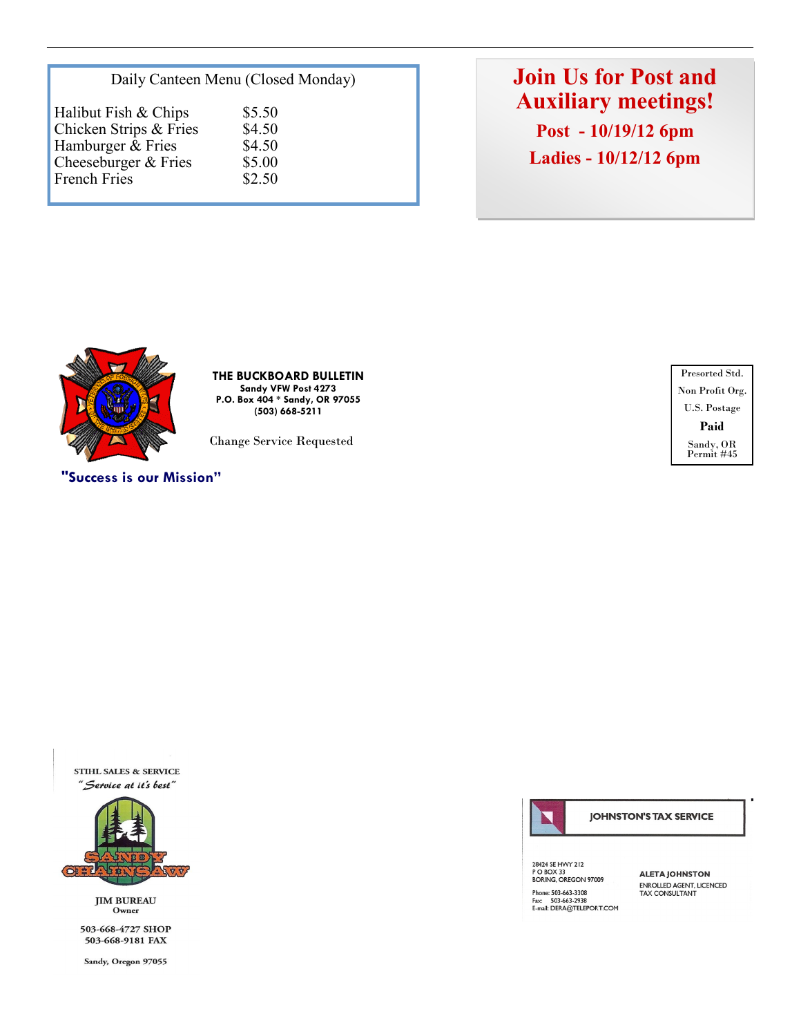Daily Canteen Menu (Closed Monday)

| | |
|---|---|
| Halibut Fish & Chips | $5.50 |
| Chicken Strips & Fries | $4.50 |
| Hamburger & Fries | $4.50 |
| Cheeseburger & Fries | $5.00 |
| French Fries | $2.50 |

## Join Us for Post and Auxiliary meetings!

**Post - 10/19/12 6pm**

**Ladies - 10/12/12 6pm**

**THE BUCKBOARD BULLETIN**
**Sandy VFW Post 4273**
**P.O. Box 404 * Sandy, OR 97055**
**(503) 668-5211**

Change Service Requested

**"Success is our Mission"**

Presorted Std.
Non Profit Org.
U.S. Postage
**Paid**
Sandy, OR
Permit #45

STIHL SALES & SERVICE
*"Service at it's best"*

SANDY CHAINSAW

JIM BUREAU
Owner

503-668-4727 SHOP
503-668-9181 FAX

Sandy, Oregon 97055

**JOHNSTON'S TAX SERVICE**

28424 SE HWY 212
P O BOX 33
BORING, OREGON 97009

Phone: 503-663-3308
Fax: 503-663-2938
E-mail: DERA@TELEPORT.COM

**ALETA JOHNSTON**
ENROLLED AGENT, LICENCED TAX CONSULTANT